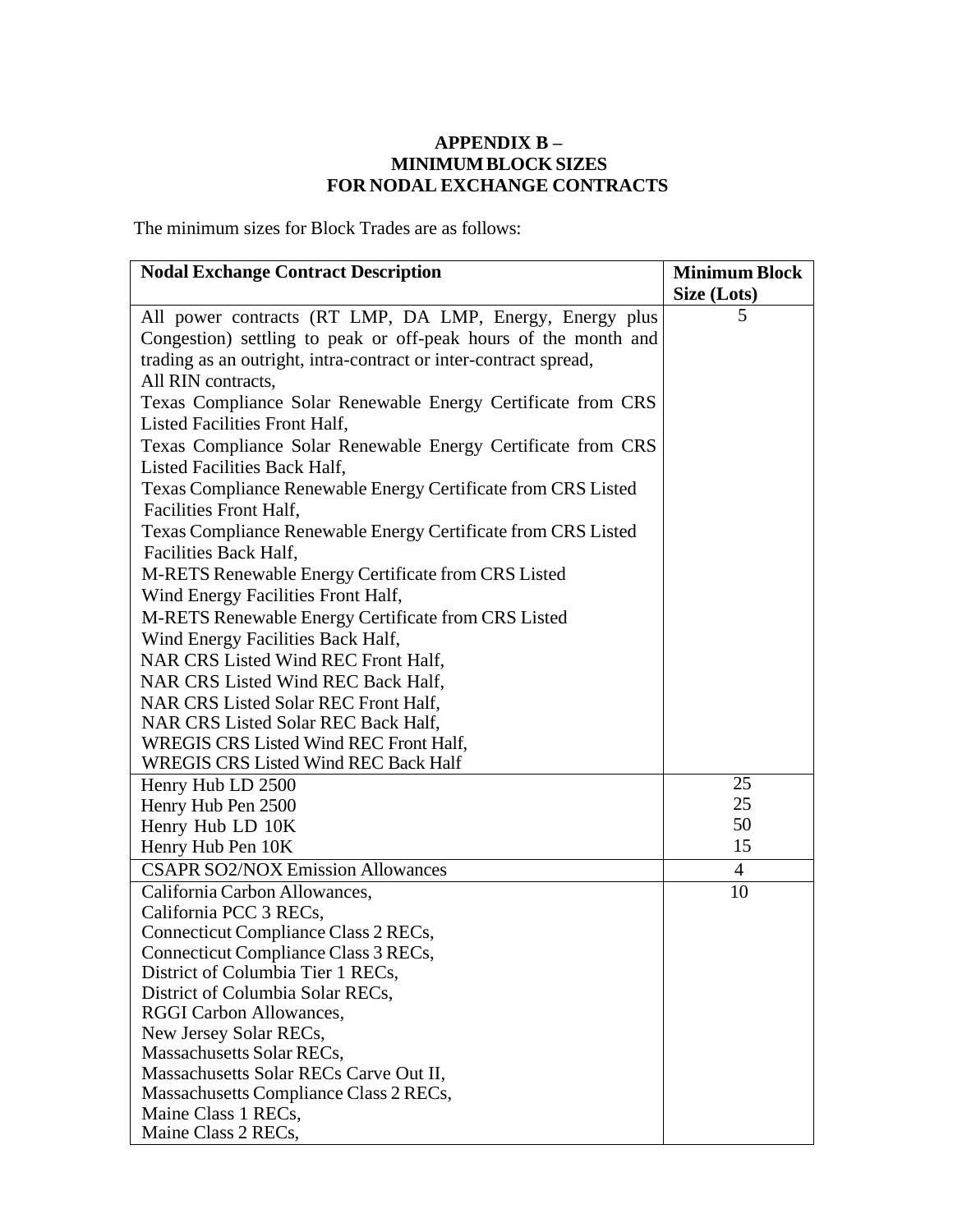# APPENDIX B – MINIMUM BLOCK SIZES FOR NODAL EXCHANGE CONTRACTS

The minimum sizes for Block Trades are as follows:

| Nodal Exchange Contract Description | Minimum Block Size (Lots) |
|---|---|
| All power contracts (RT LMP, DA LMP, Energy, Energy plus Congestion) settling to peak or off-peak hours of the month and trading as an outright, intra-contract or inter-contract spread,<br>All RIN contracts,<br>Texas Compliance Solar Renewable Energy Certificate from CRS Listed Facilities Front Half,<br>Texas Compliance Solar Renewable Energy Certificate from CRS Listed Facilities Back Half,<br>Texas Compliance Renewable Energy Certificate from CRS Listed Facilities Front Half,<br>Texas Compliance Renewable Energy Certificate from CRS Listed Facilities Back Half,<br>M-RETS Renewable Energy Certificate from CRS Listed Wind Energy Facilities Front Half,<br>M-RETS Renewable Energy Certificate from CRS Listed Wind Energy Facilities Back Half,<br>NAR CRS Listed Wind REC Front Half,<br>NAR CRS Listed Wind REC Back Half,<br>NAR CRS Listed Solar REC Front Half,<br>NAR CRS Listed Solar REC Back Half,<br>WREGIS CRS Listed Wind REC Front Half,<br>WREGIS CRS Listed Wind REC Back Half | 5 |
| Henry Hub LD 2500<br>Henry Hub Pen 2500<br>Henry Hub LD 10K<br>Henry Hub Pen 10K | 25<br>25<br>50<br>15 |
| CSAPR SO2/NOX Emission Allowances | 4 |
| California Carbon Allowances,<br>California PCC 3 RECs,<br>Connecticut Compliance Class 2 RECs,<br>Connecticut Compliance Class 3 RECs,<br>District of Columbia Tier 1 RECs,<br>District of Columbia Solar RECs,<br>RGGI Carbon Allowances,<br>New Jersey Solar RECs,<br>Massachusetts Solar RECs,<br>Massachusetts Solar RECs Carve Out II,<br>Massachusetts Compliance Class 2 RECs,<br>Maine Class 1 RECs,<br>Maine Class 2 RECs, | 10 |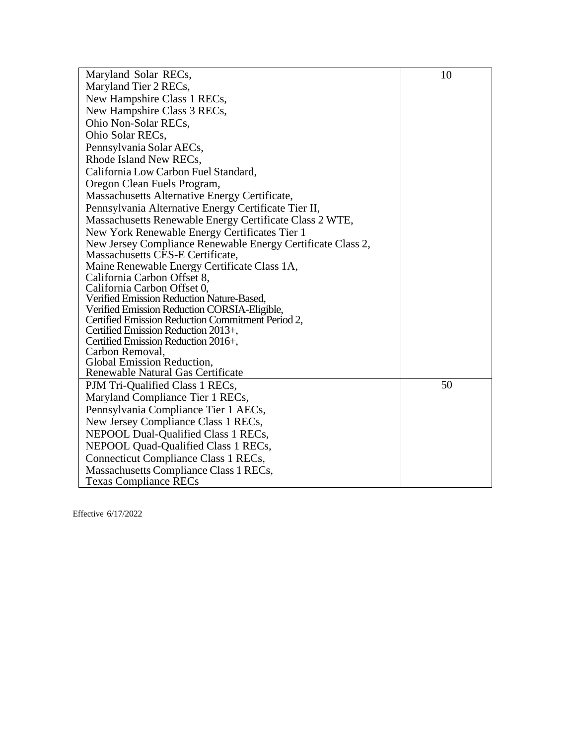| | |
|---|---|
| Maryland Solar RECs,<br>Maryland Tier 2 RECs,<br>New Hampshire Class 1 RECs,<br>New Hampshire Class 3 RECs,<br>Ohio Non-Solar RECs,<br>Ohio Solar RECs,<br>Pennsylvania Solar AECs,<br>Rhode Island New RECs,<br>California Low Carbon Fuel Standard,<br>Oregon Clean Fuels Program,<br>Massachusetts Alternative Energy Certificate,<br>Pennsylvania Alternative Energy Certificate Tier II,<br>Massachusetts Renewable Energy Certificate Class 2 WTE,<br>New York Renewable Energy Certificates Tier 1<br>New Jersey Compliance Renewable Energy Certificate Class 2,<br>Massachusetts CES-E Certificate,<br>Maine Renewable Energy Certificate Class 1A,<br>California Carbon Offset 8,<br>California Carbon Offset 0,<br>Verified Emission Reduction Nature-Based,<br>Verified Emission Reduction CORSIA-Eligible,<br>Certified Emission Reduction Commitment Period 2,<br>Certified Emission Reduction 2013+,<br>Certified Emission Reduction 2016+,<br>Carbon Removal,<br>Global Emission Reduction,<br>Renewable Natural Gas Certificate | 10 |
| PJM Tri-Qualified Class 1 RECs,<br>Maryland Compliance Tier 1 RECs,<br>Pennsylvania Compliance Tier 1 AECs,<br>New Jersey Compliance Class 1 RECs,<br>NEPOOL Dual-Qualified Class 1 RECs,<br>NEPOOL Quad-Qualified Class 1 RECs,<br>Connecticut Compliance Class 1 RECs,<br>Massachusetts Compliance Class 1 RECs,<br>Texas Compliance RECs | 50 |

Effective 6/17/2022